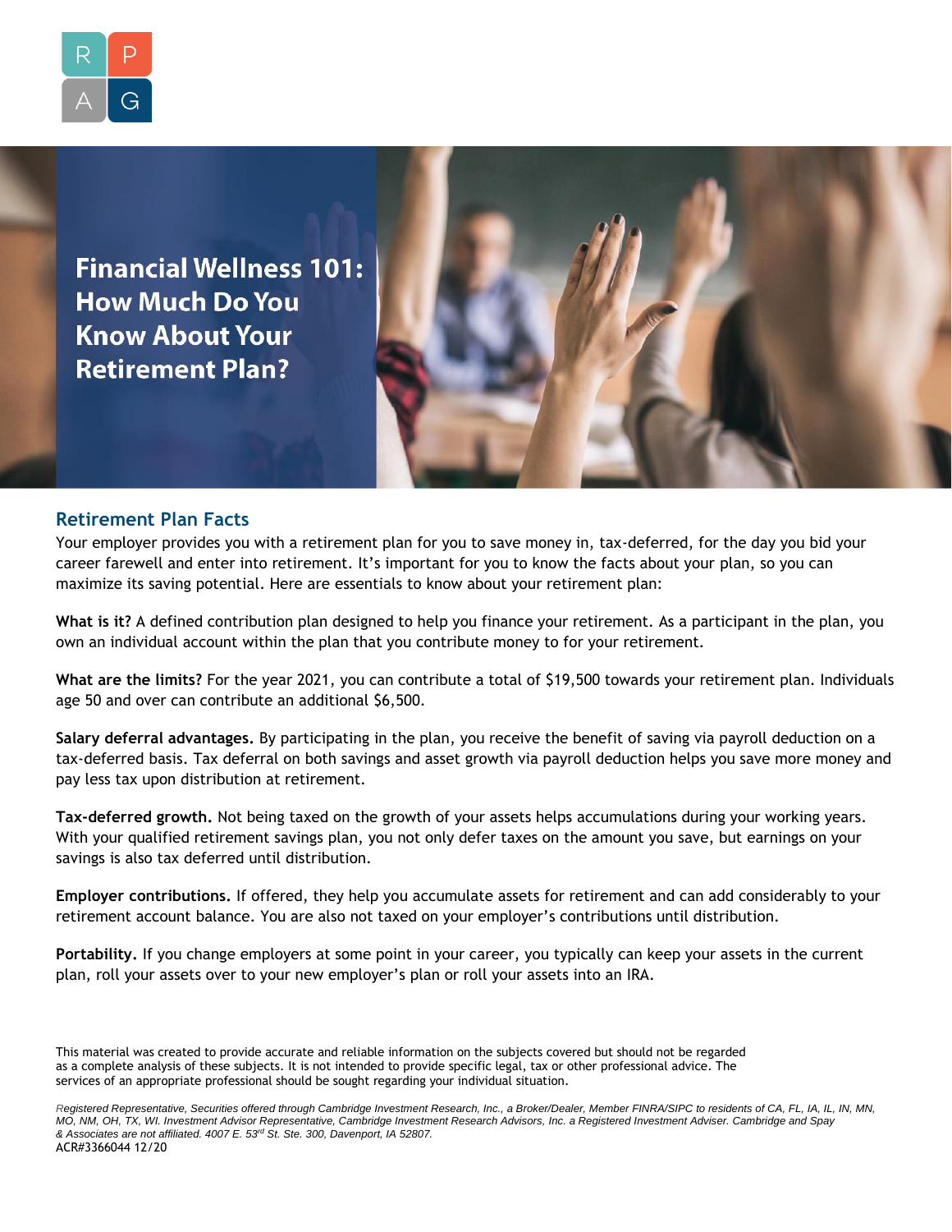# Financial Wellness 101: How Much Do You Know About Your Retirement Plan?

## Retirement Plan Facts

Your employer provides you with a retirement plan for you to save money in, tax-deferred, for the day you bid your career farewell and enter into retirement. It's important for you to know the facts about your plan, so you can maximize its saving potential. Here are essentials to know about your retirement plan:

**What is it?** A defined contribution plan designed to help you finance your retirement. As a participant in the plan, you own an individual account within the plan that you contribute money to for your retirement.

**What are the limits?** For the year 2021, you can contribute a total of $19,500 towards your retirement plan. Individuals age 50 and over can contribute an additional $6,500.

**Salary deferral advantages.** By participating in the plan, you receive the benefit of saving via payroll deduction on a tax-deferred basis. Tax deferral on both savings and asset growth via payroll deduction helps you save more money and pay less tax upon distribution at retirement.

**Tax-deferred growth.** Not being taxed on the growth of your assets helps accumulations during your working years. With your qualified retirement savings plan, you not only defer taxes on the amount you save, but earnings on your savings is also tax deferred until distribution.

**Employer contributions.** If offered, they help you accumulate assets for retirement and can add considerably to your retirement account balance. You are also not taxed on your employer's contributions until distribution.

**Portability.** If you change employers at some point in your career, you typically can keep your assets in the current plan, roll your assets over to your new employer's plan or roll your assets into an IRA.

This material was created to provide accurate and reliable information on the subjects covered but should not be regarded as a complete analysis of these subjects. It is not intended to provide specific legal, tax or other professional advice. The services of an appropriate professional should be sought regarding your individual situation.

*Registered Representative, Securities offered through Cambridge Investment Research, Inc., a Broker/Dealer, Member FINRA/SIPC to residents of CA, FL, IA, IL, IN, MN, MO, NM, OH, TX, WI. Investment Advisor Representative, Cambridge Investment Research Advisors, Inc. a Registered Investment Adviser. Cambridge and Spay & Associates are not affiliated. 4007 E. 53rd St. Ste. 300, Davenport, IA 52807.*

ACR#3366044 12/20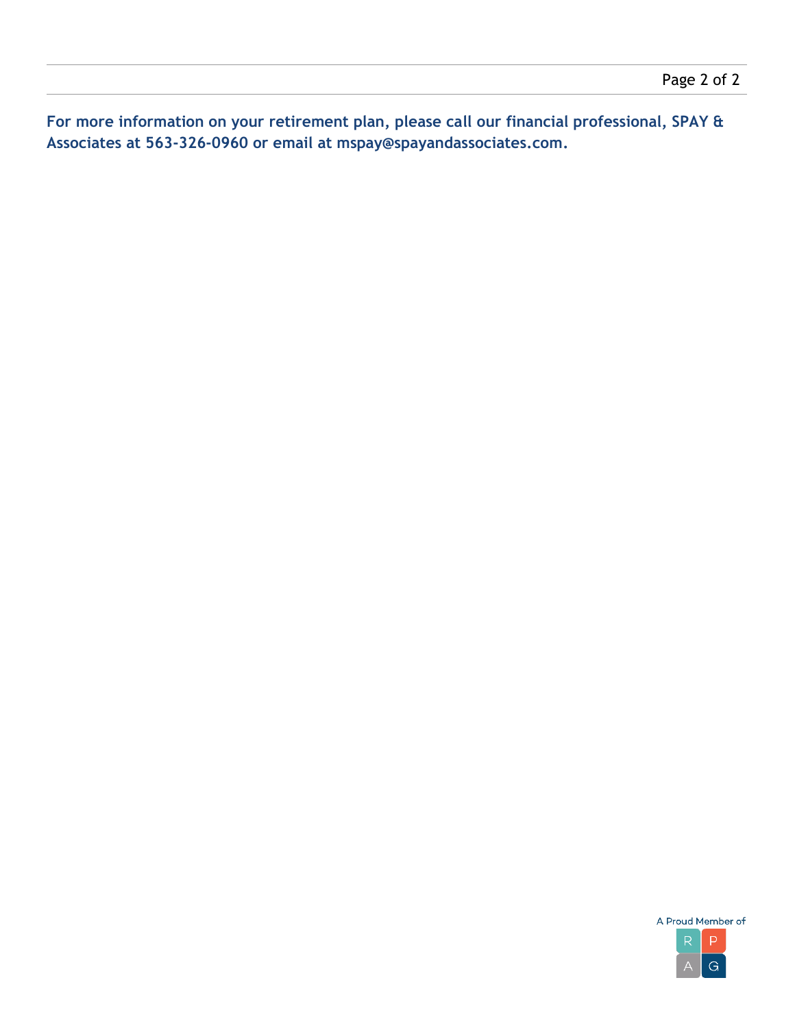**For more information on your retirement plan, please call our financial professional, SPAY & Associates at 563-326-0960 or email at mspay@spayandassociates.com.**

A Proud Member of

RPAG